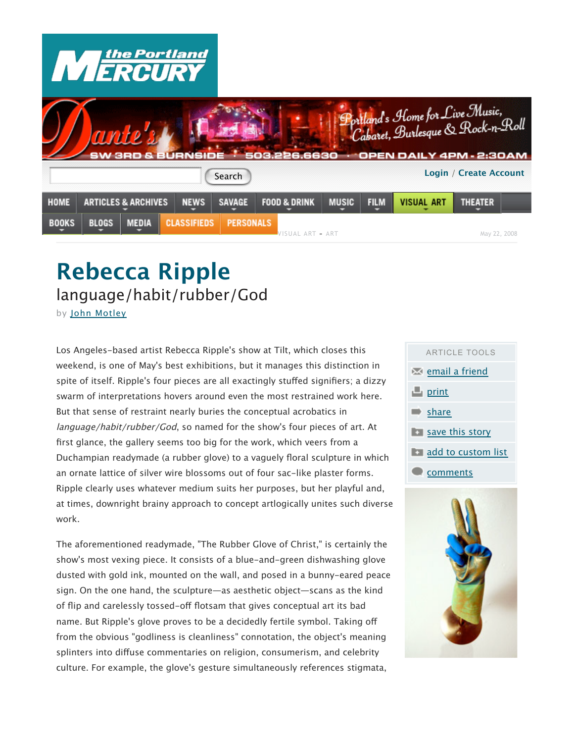# Rebecca Ripple

## language/habit/rubber/God

by John Motley

Los Angeles-based artist Rebecca Ripple's show at Tilt, which closes this weekend, is one of May's best exhibitions, but it manages this distinction in spite of itself. Ripple's four pieces are all exactingly stuffed signifiers; a dizzy swarm of interpretations hovers around even the most restrained work here. But that sense of restraint nearly buries the conceptual acrobatics in *language/habit/rubber/God*, so named for the show's four pieces of art. At first glance, the gallery seems too big for the work, which veers from a Duchampian readymade (a rubber glove) to a vaguely floral sculpture in which an ornate lattice of silver wire blossoms out of four sac-like plaster forms. Ripple clearly uses whatever medium suits her purposes, but her playful and, at times, downright brainy approach to concept artlogically unites such diverse work.

The aforementioned readymade, "The Rubber Glove of Christ," is certainly the show's most vexing piece. It consists of a blue-and-green dishwashing glove dusted with gold ink, mounted on the wall, and posed in a bunny-eared peace sign. On the one hand, the sculpture—as aesthetic object—scans as the kind of flip and carelessly tossed-off flotsam that gives conceptual art its bad name. But Ripple's glove proves to be a decidedly fertile symbol. Taking off from the obvious "godliness is cleanliness" connotation, the object's meaning splinters into diffuse commentaries on religion, consumerism, and celebrity culture. For example, the glove's gesture simultaneously references stigmata,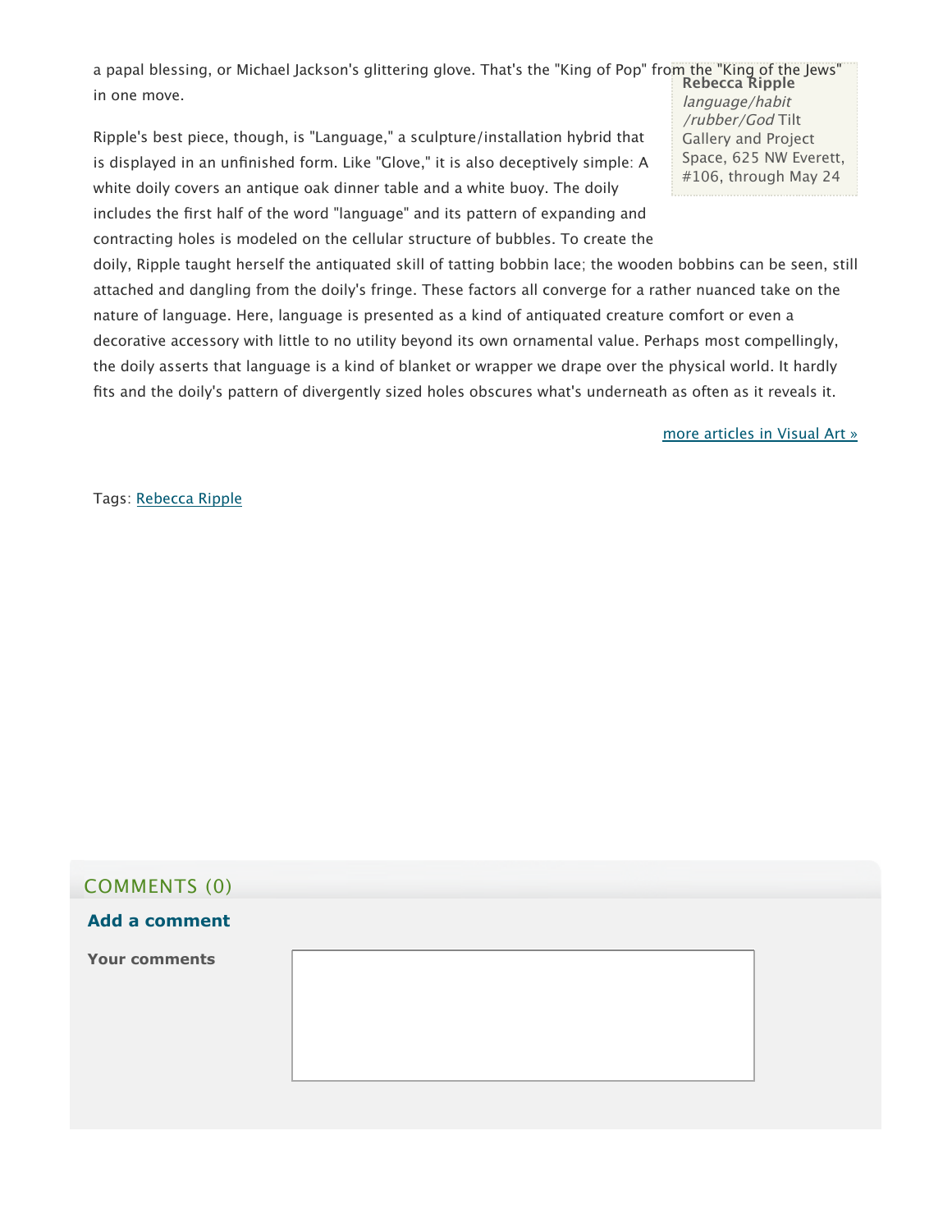a papal blessing, or Michael Jackson's glittering glove. That's the "King of Pop" from the "King of the Jews" in one move.

**Rebecca Ripple**
*language/habit/rubber/God* Tilt Gallery and Project Space, 625 NW Everett, #106, through May 24

Ripple's best piece, though, is "Language," a sculpture/installation hybrid that is displayed in an unfinished form. Like "Glove," it is also deceptively simple: A white doily covers an antique oak dinner table and a white buoy. The doily includes the first half of the word "language" and its pattern of expanding and contracting holes is modeled on the cellular structure of bubbles. To create the doily, Ripple taught herself the antiquated skill of tatting bobbin lace; the wooden bobbins can be seen, still attached and dangling from the doily's fringe. These factors all converge for a rather nuanced take on the nature of language. Here, language is presented as a kind of antiquated creature comfort or even a decorative accessory with little to no utility beyond its own ornamental value. Perhaps most compellingly, the doily asserts that language is a kind of blanket or wrapper we drape over the physical world. It hardly fits and the doily's pattern of divergently sized holes obscures what's underneath as often as it reveals it.

more articles in Visual Art »

Tags: Rebecca Ripple

## COMMENTS (0)

**Add a comment**

**Your comments**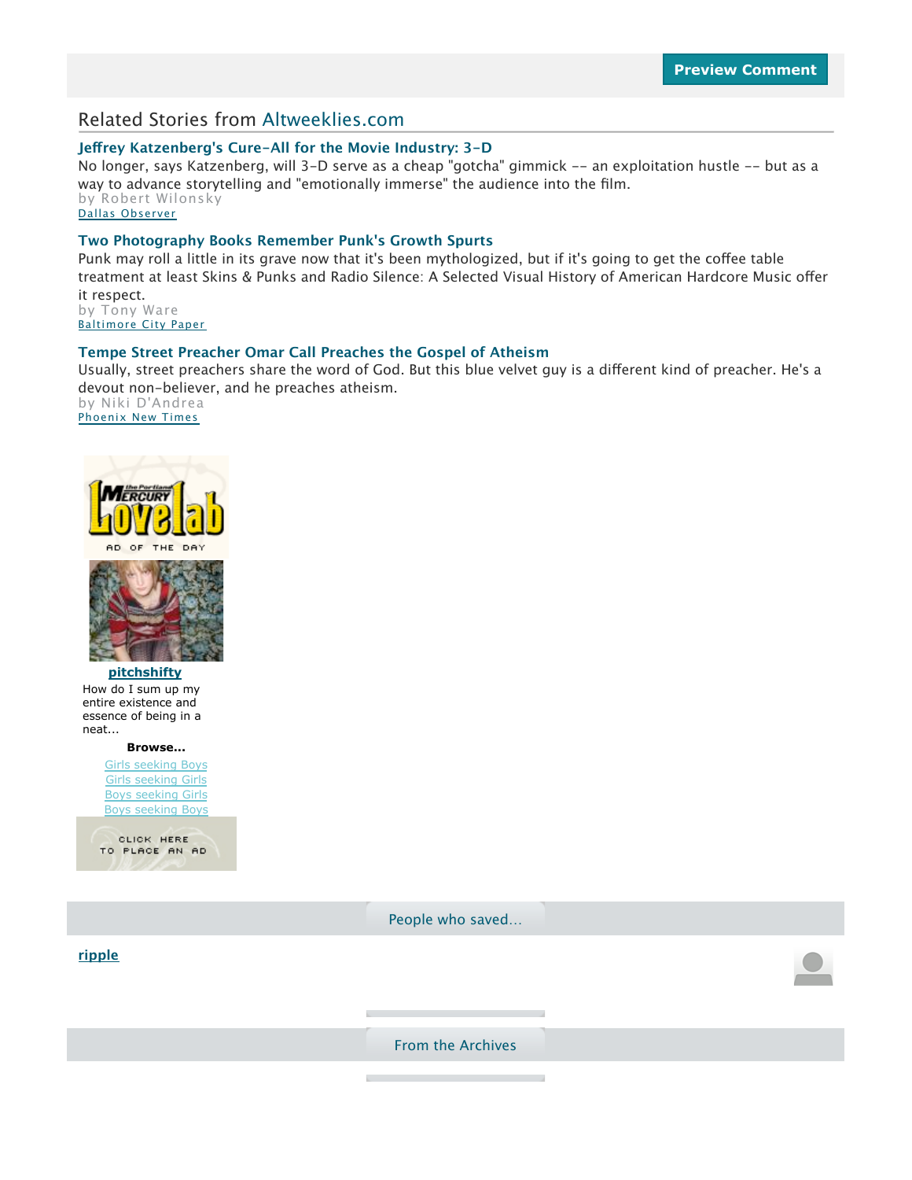Preview Comment

## Related Stories from Altweeklies.com

### Jeffrey Katzenberg's Cure-All for the Movie Industry: 3-D

No longer, says Katzenberg, will 3-D serve as a cheap "gotcha" gimmick -- an exploitation hustle -- but as a way to advance storytelling and "emotionally immerse" the audience into the film.

by Robert Wilonsky

Dallas Observer

### Two Photography Books Remember Punk's Growth Spurts

Punk may roll a little in its grave now that it's been mythologized, but if it's going to get the coffee table treatment at least Skins & Punks and Radio Silence: A Selected Visual History of American Hardcore Music offer it respect.

by Tony Ware

Baltimore City Paper

### Tempe Street Preacher Omar Call Preaches the Gospel of Atheism

Usually, street preachers share the word of God. But this blue velvet guy is a different kind of preacher. He's a devout non-believer, and he preaches atheism.

by Niki D'Andrea

Phoenix New Times

the Portland Mercury Lovelab

AD OF THE DAY

**pitchshifty**

How do I sum up my entire existence and essence of being in a neat...

**Browse...**

- Girls seeking Boys
- Girls seeking Girls
- Boys seeking Girls
- Boys seeking Boys

CLICK HERE TO PLACE AN AD

People who saved...

**ripple**

From the Archives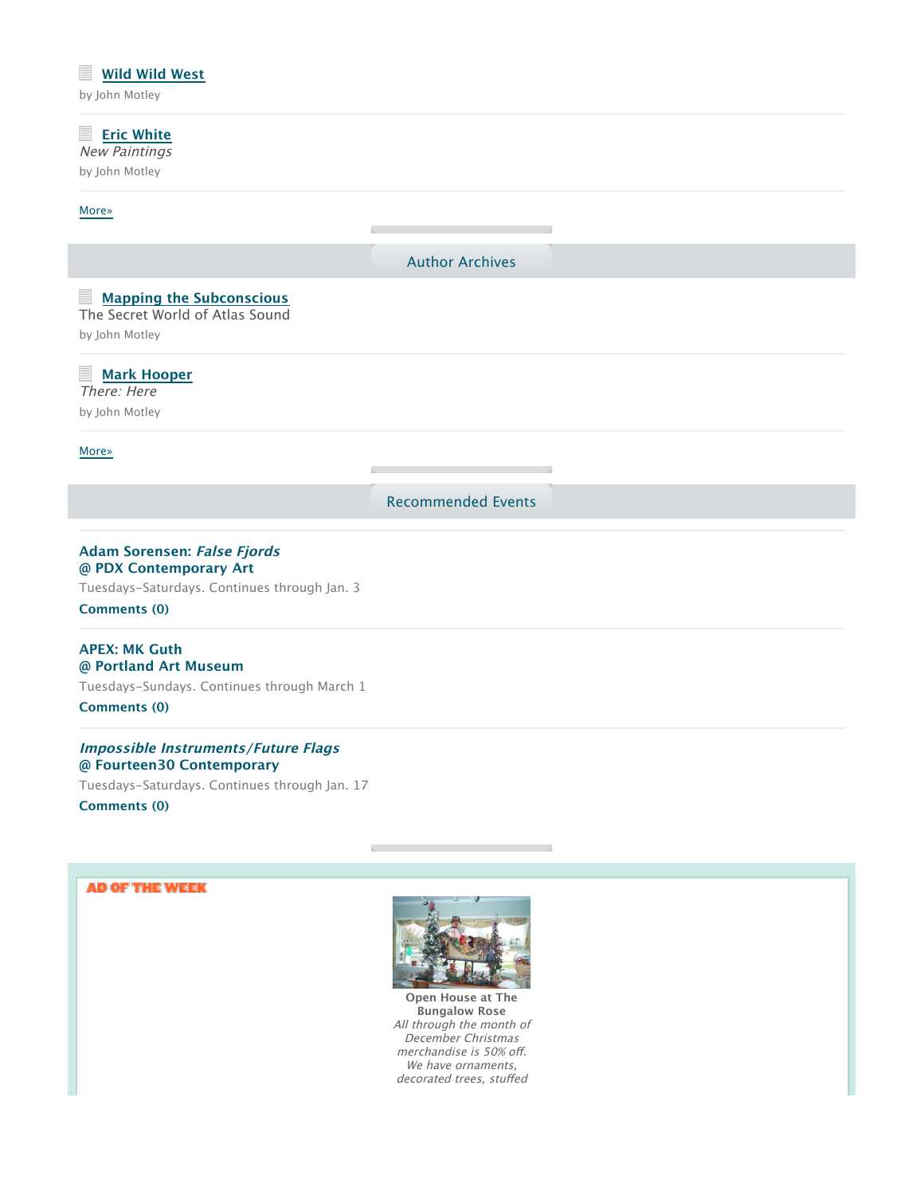**Wild Wild West**

by John Motley

**Eric White**

*New Paintings*

by John Motley

More»

## Author Archives

**Mapping the Subconscious**

The Secret World of Atlas Sound

by John Motley

**Mark Hooper**

*There: Here*

by John Motley

More»

## Recommended Events

**Adam Sorensen: *False Fjords***
**@ PDX Contemporary Art**

Tuesdays–Saturdays. Continues through Jan. 3

**Comments (0)**

**APEX: MK Guth**
**@ Portland Art Museum**

Tuesdays–Sundays. Continues through March 1

**Comments (0)**

***Impossible Instruments/Future Flags***
**@ Fourteen30 Contemporary**

Tuesdays–Saturdays. Continues through Jan. 17

**Comments (0)**

AD OF THE WEEK

**Open House at The Bungalow Rose**

*All through the month of December Christmas merchandise is 50% off. We have ornaments, decorated trees, stuffed*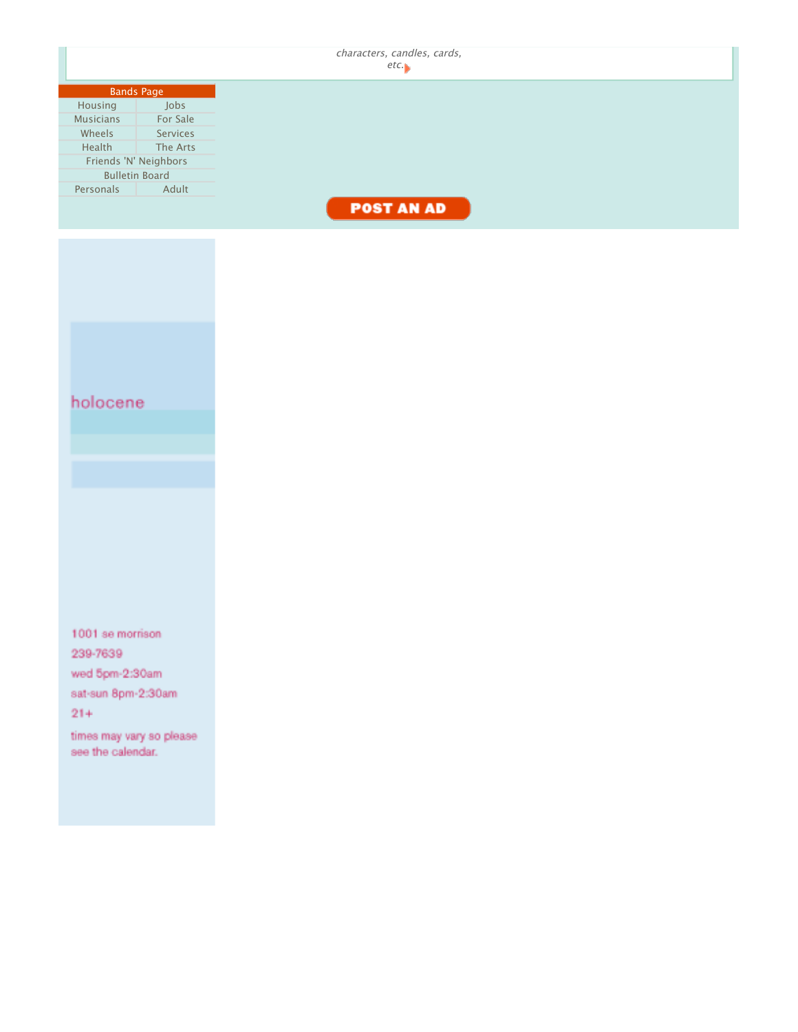*characters, candles, cards, etc.*

- Bands Page
- Housing
- Jobs
- Musicians
- For Sale
- Wheels
- Services
- Health
- The Arts
- Friends 'N' Neighbors
- Bulletin Board
- Personals
- Adult

POST AN AD

holocene

1001 se morrison

239-7639

wed 5pm-2:30am

sat-sun 8pm-2:30am

21+

times may vary so please see the calendar.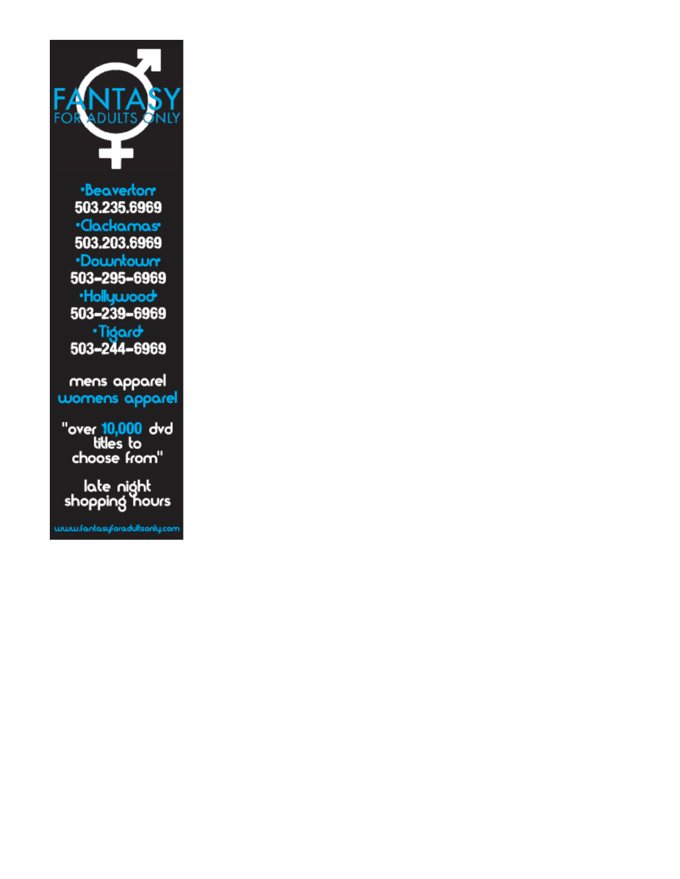# FANTASY

FOR ADULTS ONLY

•Beaverton•
503.235.6969

•Clackamas•
503.203.6969

•Downtown•
503-295-6969

•Hollywood•
503-239-6969

•Tigard•
503-244-6969

mens apparel
womens apparel

"over 10,000 dvd titles to choose from"

late night shopping hours

www.fantasyforadultsonly.com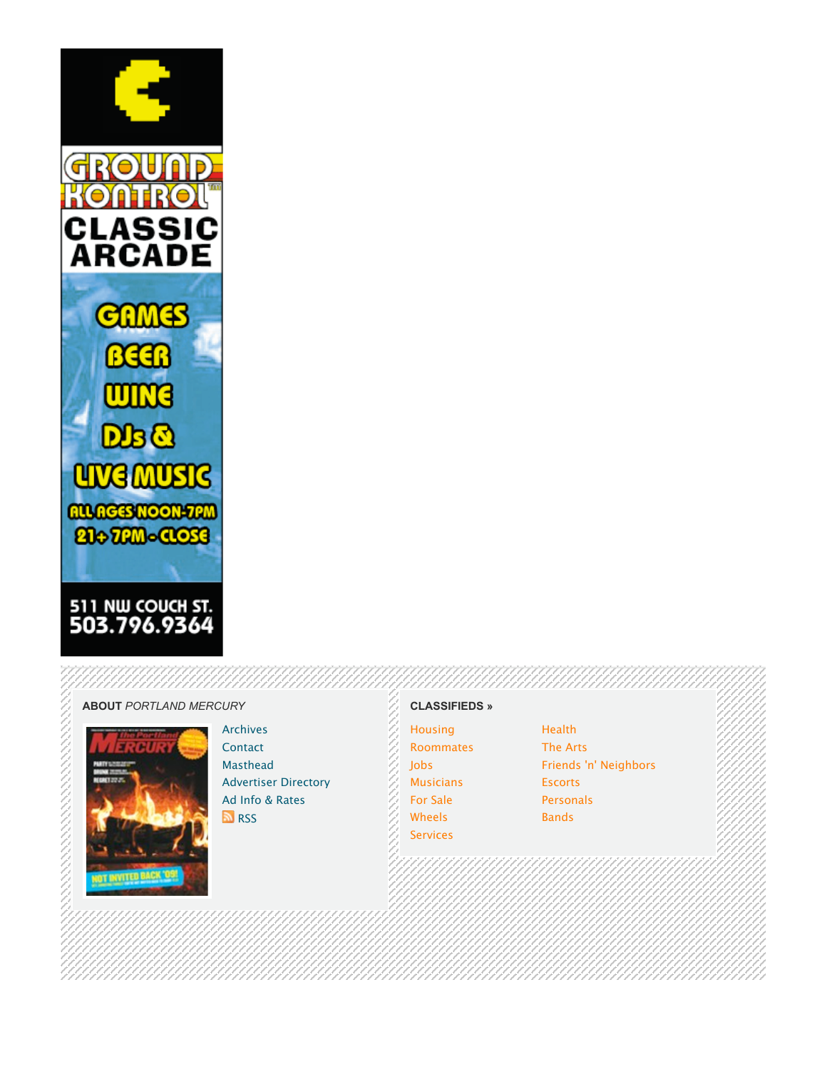GROUND KONTROL CLASSIC ARCADE

GAMES
BEER
WINE
DJs &
LIVE MUSIC

ALL AGES NOON-7PM
21+ 7PM-CLOSE

511 NW COUCH ST.
503.796.9364

**ABOUT** *PORTLAND MERCURY*

- Archives
- Contact
- Masthead
- Advertiser Directory
- Ad Info & Rates
- RSS

**CLASSIFIEDS »**

- Housing
- Roommates
- Jobs
- Musicians
- For Sale
- Wheels
- Services
- Health
- The Arts
- Friends 'n' Neighbors
- Escorts
- Personals
- Bands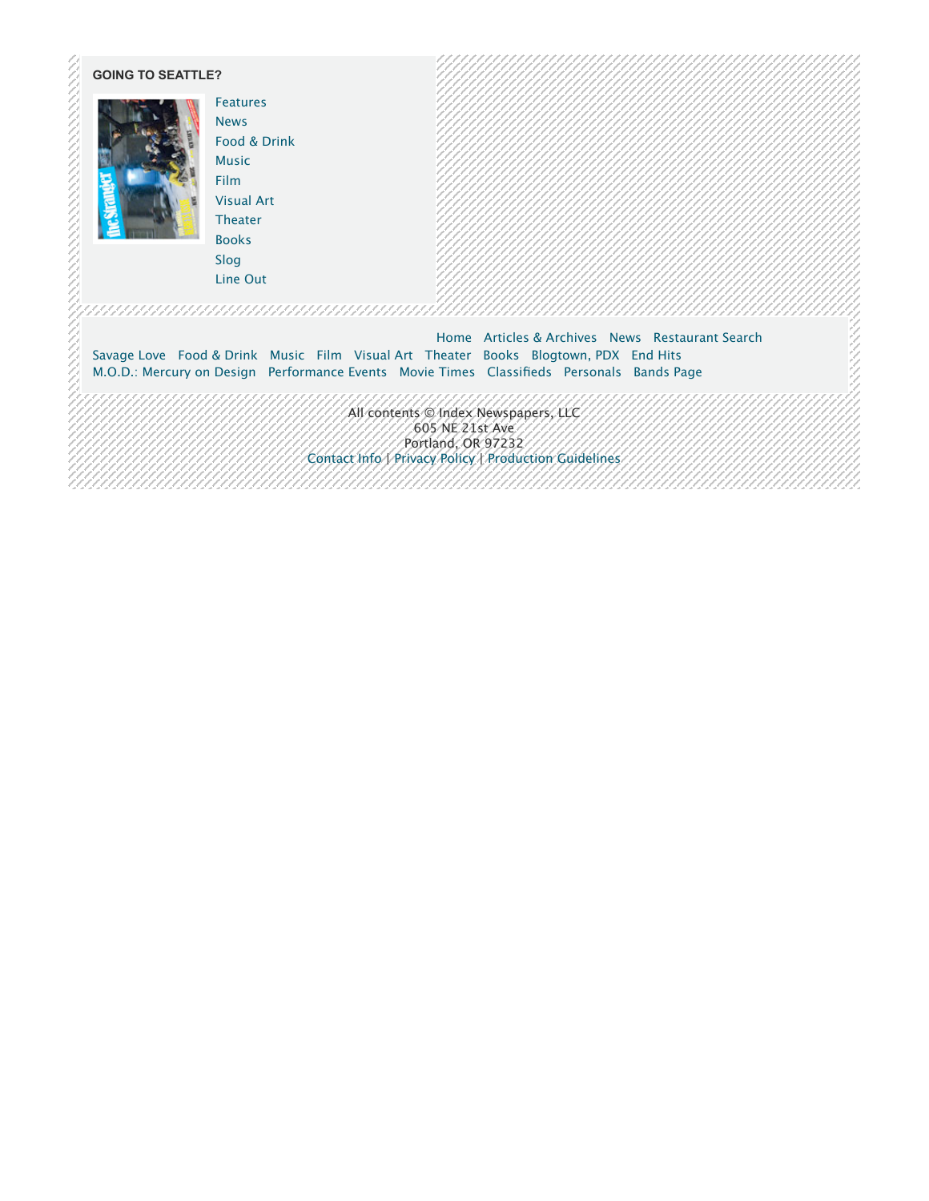**GOING TO SEATTLE?**

- Features
- News
- Food & Drink
- Music
- Film
- Visual Art
- Theater
- Books
- Slog
- Line Out

Home Articles & Archives News Restaurant Search
Savage Love Food & Drink Music Film Visual Art Theater Books Blogtown, PDX End Hits
M.O.D.: Mercury on Design Performance Events Movie Times Classifieds Personals Bands Page

All contents © Index Newspapers, LLC
605 NE 21st Ave
Portland, OR 97232
Contact Info | Privacy Policy | Production Guidelines